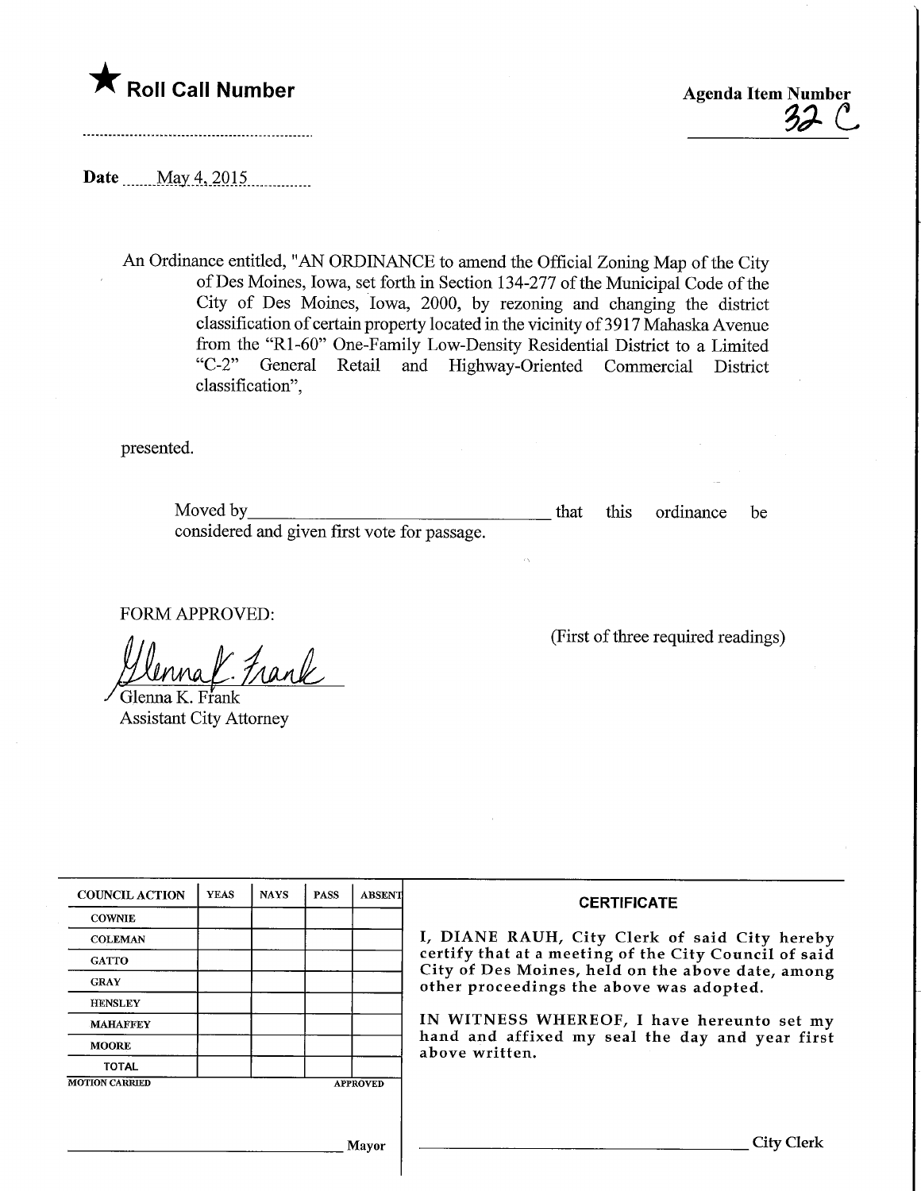★ **Roll Call Number**

**Agenda Item Number**
32 C

**Date** May 4, 2015

An Ordinance entitled, "AN ORDINANCE to amend the Official Zoning Map of the City of Des Moines, Iowa, set forth in Section 134-277 of the Municipal Code of the City of Des Moines, Iowa, 2000, by rezoning and changing the district classification of certain property located in the vicinity of 3917 Mahaska Avenue from the "R1-60" One-Family Low-Density Residential District to a Limited "C-2" General Retail and Highway-Oriented Commercial District classification",

presented.

Moved by\_\_\_\_\_\_\_\_\_\_\_\_\_\_\_\_\_\_\_\_\_\_\_\_\_\_\_\_\_\_ that this ordinance be considered and given first vote for passage.

FORM APPROVED:

Glenna K. Frank
Assistant City Attorney

(First of three required readings)

| COUNCIL ACTION | YEAS | NAYS | PASS | ABSENT |
|---|---|---|---|---|
| COWNIE | | | | |
| COLEMAN | | | | |
| GATTO | | | | |
| GRAY | | | | |
| HENSLEY | | | | |
| MAHAFFEY | | | | |
| MOORE | | | | |
| TOTAL | | | | |

MOTION CARRIED APPROVED

\_\_\_\_\_\_\_\_\_\_\_\_\_\_\_\_\_\_\_\_\_\_\_\_\_\_\_\_ Mayor

**CERTIFICATE**

I, DIANE RAUH, City Clerk of said City hereby certify that at a meeting of the City Council of said City of Des Moines, held on the above date, among other proceedings the above was adopted.

IN WITNESS WHEREOF, I have hereunto set my hand and affixed my seal the day and year first above written.

\_\_\_\_\_\_\_\_\_\_\_\_\_\_\_\_\_\_\_\_\_\_\_\_\_\_\_\_ City Clerk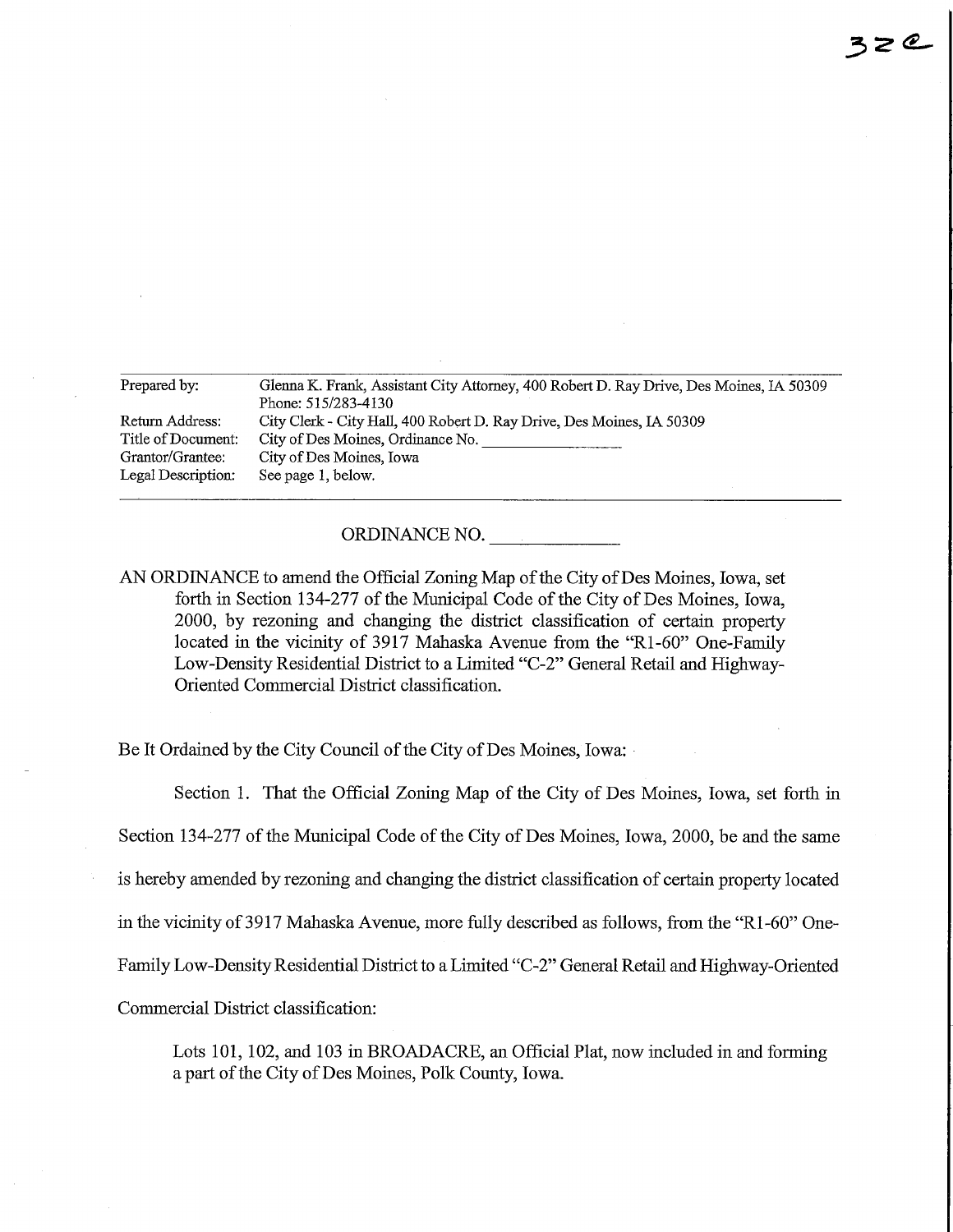32e

| Prepared by: | Glenna K. Frank, Assistant City Attorney, 400 Robert D. Ray Drive, Des Moines, IA 50309 Phone: 515/283-4130 |
|---|---|
| Return Address: | City Clerk - City Hall, 400 Robert D. Ray Drive, Des Moines, IA 50309 |
| Title of Document: | City of Des Moines, Ordinance No. ______________ |
| Grantor/Grantee: | City of Des Moines, Iowa |
| Legal Description: | See page 1, below. |

ORDINANCE NO. ____________

AN ORDINANCE to amend the Official Zoning Map of the City of Des Moines, Iowa, set forth in Section 134-277 of the Municipal Code of the City of Des Moines, Iowa, 2000, by rezoning and changing the district classification of certain property located in the vicinity of 3917 Mahaska Avenue from the "R1-60" One-Family Low-Density Residential District to a Limited "C-2" General Retail and Highway-Oriented Commercial District classification.

Be It Ordained by the City Council of the City of Des Moines, Iowa:

Section 1. That the Official Zoning Map of the City of Des Moines, Iowa, set forth in Section 134-277 of the Municipal Code of the City of Des Moines, Iowa, 2000, be and the same is hereby amended by rezoning and changing the district classification of certain property located in the vicinity of 3917 Mahaska Avenue, more fully described as follows, from the "R1-60" One-Family Low-Density Residential District to a Limited "C-2" General Retail and Highway-Oriented Commercial District classification:

> Lots 101, 102, and 103 in BROADACRE, an Official Plat, now included in and forming a part of the City of Des Moines, Polk County, Iowa.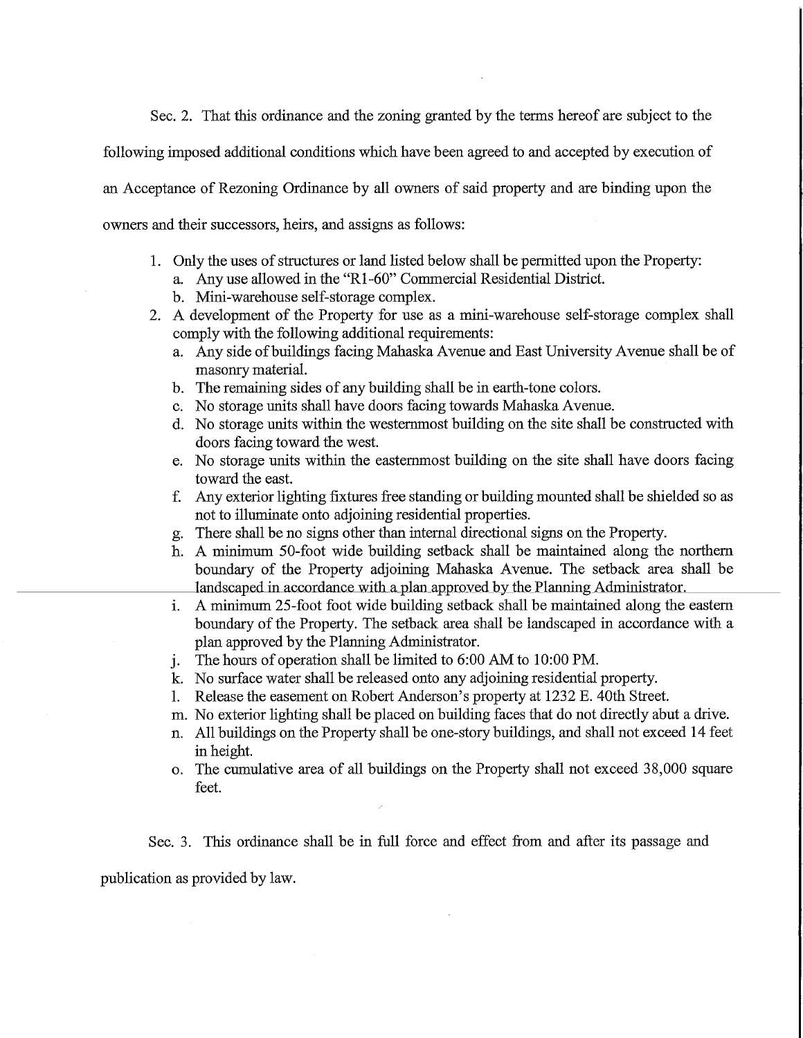Sec. 2. That this ordinance and the zoning granted by the terms hereof are subject to the following imposed additional conditions which have been agreed to and accepted by execution of an Acceptance of Rezoning Ordinance by all owners of said property and are binding upon the owners and their successors, heirs, and assigns as follows:

1. Only the uses of structures or land listed below shall be permitted upon the Property:
   a. Any use allowed in the "R1-60" Commercial Residential District.
   b. Mini-warehouse self-storage complex.
2. A development of the Property for use as a mini-warehouse self-storage complex shall comply with the following additional requirements:
   a. Any side of buildings facing Mahaska Avenue and East University Avenue shall be of masonry material.
   b. The remaining sides of any building shall be in earth-tone colors.
   c. No storage units shall have doors facing towards Mahaska Avenue.
   d. No storage units within the westernmost building on the site shall be constructed with doors facing toward the west.
   e. No storage units within the easternmost building on the site shall have doors facing toward the east.
   f. Any exterior lighting fixtures free standing or building mounted shall be shielded so as not to illuminate onto adjoining residential properties.
   g. There shall be no signs other than internal directional signs on the Property.
   h. A minimum 50-foot wide building setback shall be maintained along the northern boundary of the Property adjoining Mahaska Avenue. The setback area shall be landscaped in accordance with a plan approved by the Planning Administrator.
   i. A minimum 25-foot foot wide building setback shall be maintained along the eastern boundary of the Property. The setback area shall be landscaped in accordance with a plan approved by the Planning Administrator.
   j. The hours of operation shall be limited to 6:00 AM to 10:00 PM.
   k. No surface water shall be released onto any adjoining residential property.
   l. Release the easement on Robert Anderson's property at 1232 E. 40th Street.
   m. No exterior lighting shall be placed on building faces that do not directly abut a drive.
   n. All buildings on the Property shall be one-story buildings, and shall not exceed 14 feet in height.
   o. The cumulative area of all buildings on the Property shall not exceed 38,000 square feet.

Sec. 3. This ordinance shall be in full force and effect from and after its passage and publication as provided by law.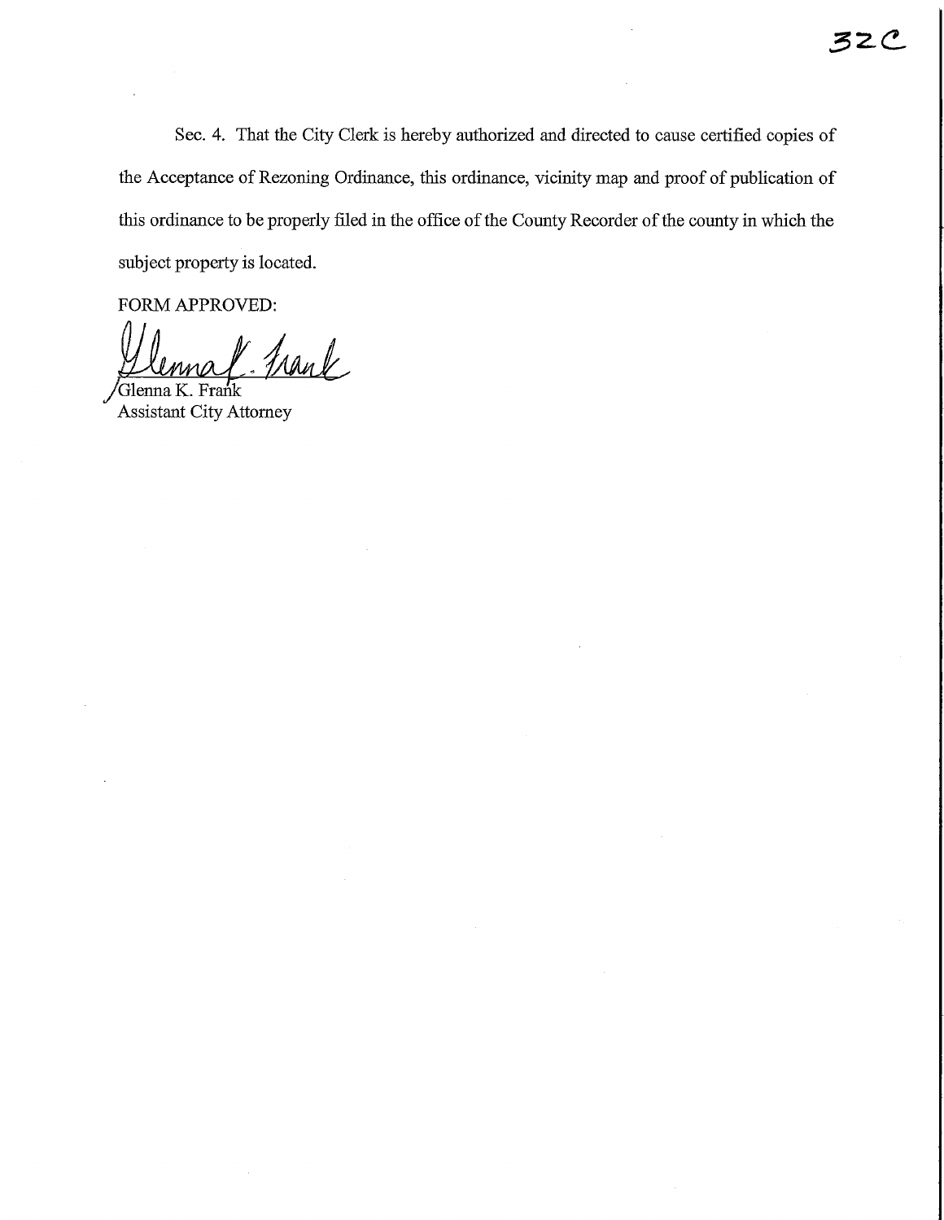Sec. 4. That the City Clerk is hereby authorized and directed to cause certified copies of the Acceptance of Rezoning Ordinance, this ordinance, vicinity map and proof of publication of this ordinance to be properly filed in the office of the County Recorder of the county in which the subject property is located.

FORM APPROVED:

Glenna K. Frank
Assistant City Attorney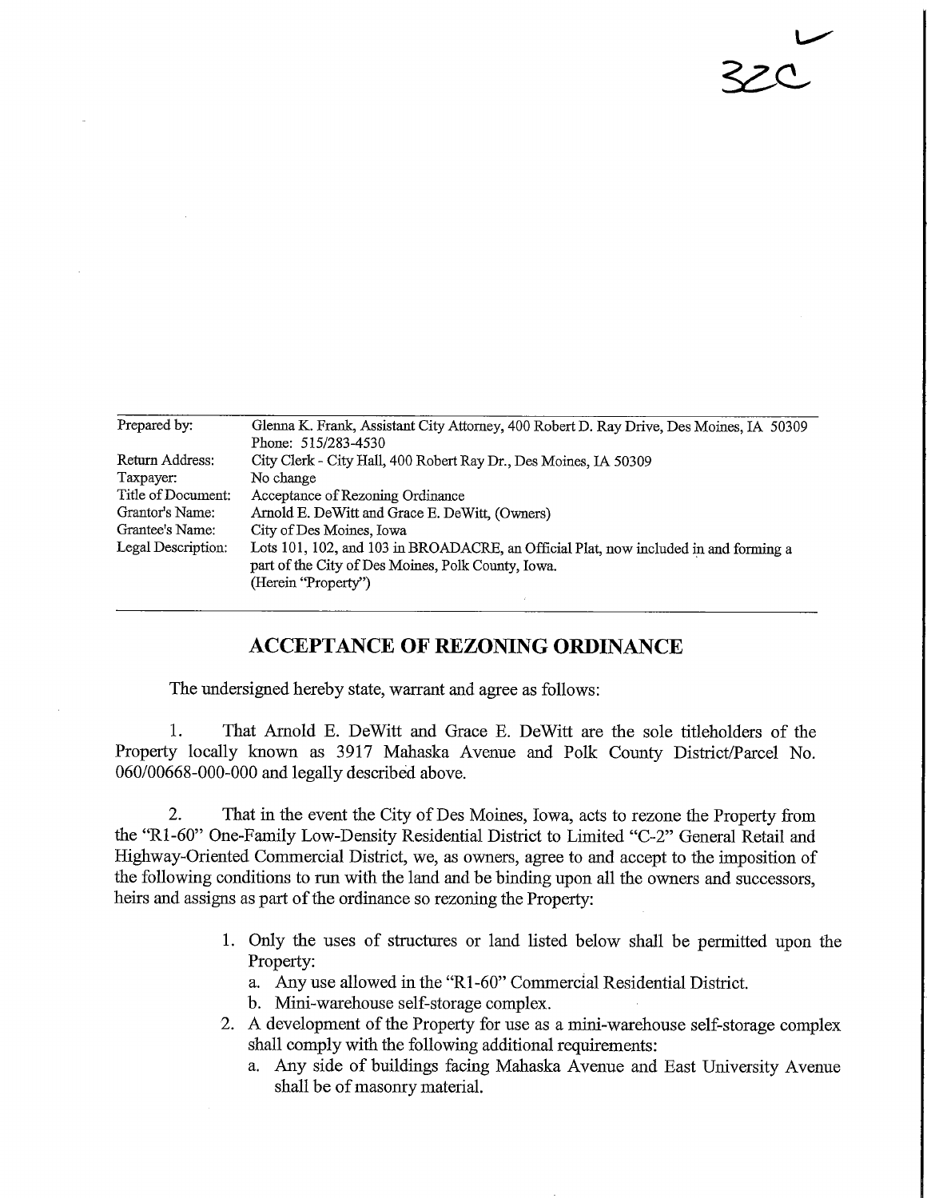32C

| Prepared by: | Glenna K. Frank, Assistant City Attorney, 400 Robert D. Ray Drive, Des Moines, IA 50309 Phone: 515/283-4530 |
|---|---|
| Return Address: | City Clerk - City Hall, 400 Robert Ray Dr., Des Moines, IA 50309 |
| Taxpayer: | No change |
| Title of Document: | Acceptance of Rezoning Ordinance |
| Grantor's Name: | Arnold E. DeWitt and Grace E. DeWitt, (Owners) |
| Grantee's Name: | City of Des Moines, Iowa |
| Legal Description: | Lots 101, 102, and 103 in BROADACRE, an Official Plat, now included in and forming a part of the City of Des Moines, Polk County, Iowa. (Herein "Property") |

## ACCEPTANCE OF REZONING ORDINANCE

The undersigned hereby state, warrant and agree as follows:

1. That Arnold E. DeWitt and Grace E. DeWitt are the sole titleholders of the Property locally known as 3917 Mahaska Avenue and Polk County District/Parcel No. 060/00668-000-000 and legally described above.

2. That in the event the City of Des Moines, Iowa, acts to rezone the Property from the "R1-60" One-Family Low-Density Residential District to Limited "C-2" General Retail and Highway-Oriented Commercial District, we, as owners, agree to and accept to the imposition of the following conditions to run with the land and be binding upon all the owners and successors, heirs and assigns as part of the ordinance so rezoning the Property:

   1. Only the uses of structures or land listed below shall be permitted upon the Property:
      a. Any use allowed in the "R1-60" Commercial Residential District.
      b. Mini-warehouse self-storage complex.
   2. A development of the Property for use as a mini-warehouse self-storage complex shall comply with the following additional requirements:
      a. Any side of buildings facing Mahaska Avenue and East University Avenue shall be of masonry material.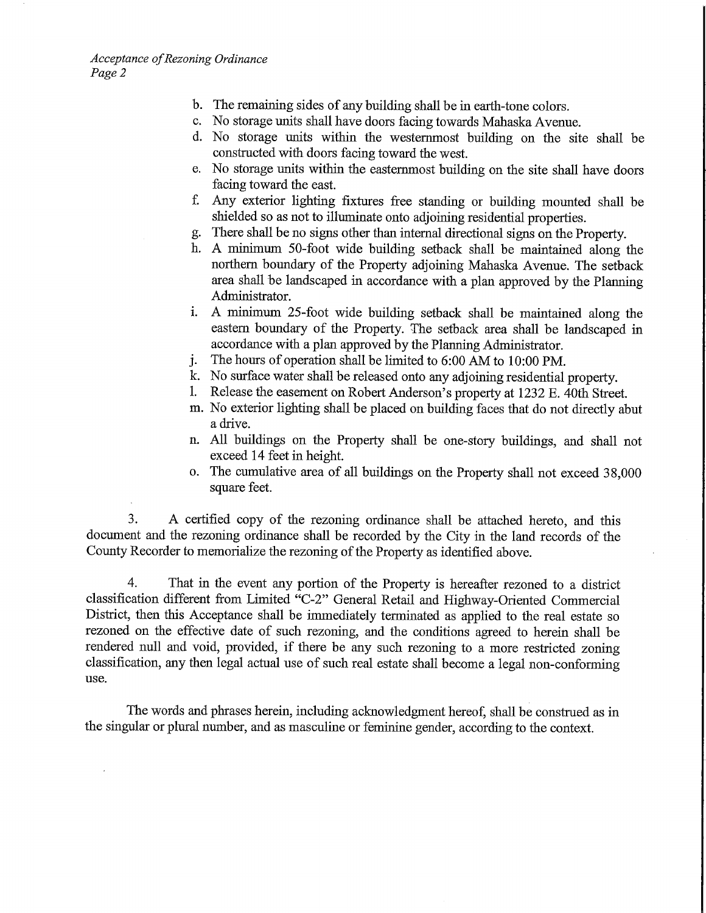b. The remaining sides of any building shall be in earth-tone colors.
c. No storage units shall have doors facing towards Mahaska Avenue.
d. No storage units within the westernmost building on the site shall be constructed with doors facing toward the west.
e. No storage units within the easternmost building on the site shall have doors facing toward the east.
f. Any exterior lighting fixtures free standing or building mounted shall be shielded so as not to illuminate onto adjoining residential properties.
g. There shall be no signs other than internal directional signs on the Property.
h. A minimum 50-foot wide building setback shall be maintained along the northern boundary of the Property adjoining Mahaska Avenue. The setback area shall be landscaped in accordance with a plan approved by the Planning Administrator.
i. A minimum 25-foot wide building setback shall be maintained along the eastern boundary of the Property. The setback area shall be landscaped in accordance with a plan approved by the Planning Administrator.
j. The hours of operation shall be limited to 6:00 AM to 10:00 PM.
k. No surface water shall be released onto any adjoining residential property.
l. Release the easement on Robert Anderson's property at 1232 E. 40th Street.
m. No exterior lighting shall be placed on building faces that do not directly abut a drive.
n. All buildings on the Property shall be one-story buildings, and shall not exceed 14 feet in height.
o. The cumulative area of all buildings on the Property shall not exceed 38,000 square feet.

3. A certified copy of the rezoning ordinance shall be attached hereto, and this document and the rezoning ordinance shall be recorded by the City in the land records of the County Recorder to memorialize the rezoning of the Property as identified above.

4. That in the event any portion of the Property is hereafter rezoned to a district classification different from Limited "C-2" General Retail and Highway-Oriented Commercial District, then this Acceptance shall be immediately terminated as applied to the real estate so rezoned on the effective date of such rezoning, and the conditions agreed to herein shall be rendered null and void, provided, if there be any such rezoning to a more restricted zoning classification, any then legal actual use of such real estate shall become a legal non-conforming use.

The words and phrases herein, including acknowledgment hereof, shall be construed as in the singular or plural number, and as masculine or feminine gender, according to the context.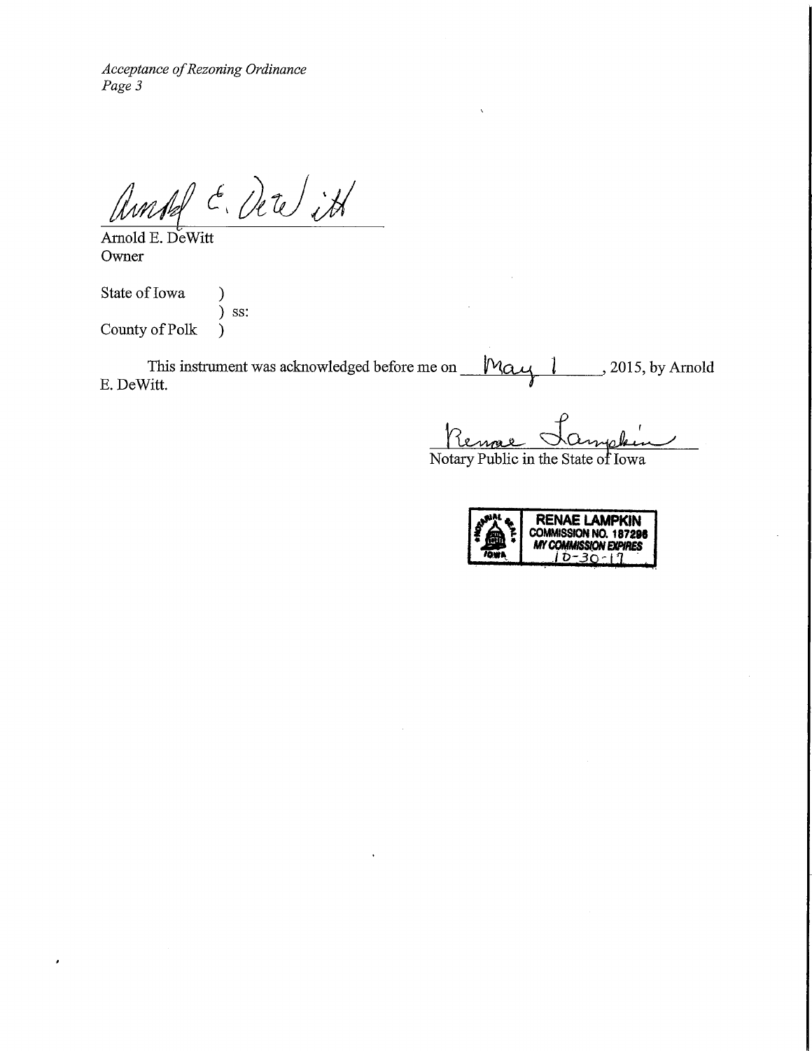Arnold E. DeWitt

Arnold E. DeWitt
Owner

State of Iowa )
) ss:
County of Polk )

This instrument was acknowledged before me on May 1, 2015, by Arnold E. DeWitt.

Renae Lampkin
Notary Public in the State of Iowa

RENAE LAMPKIN
COMMISSION NO. 187296
MY COMMISSION EXPIRES
10-30-17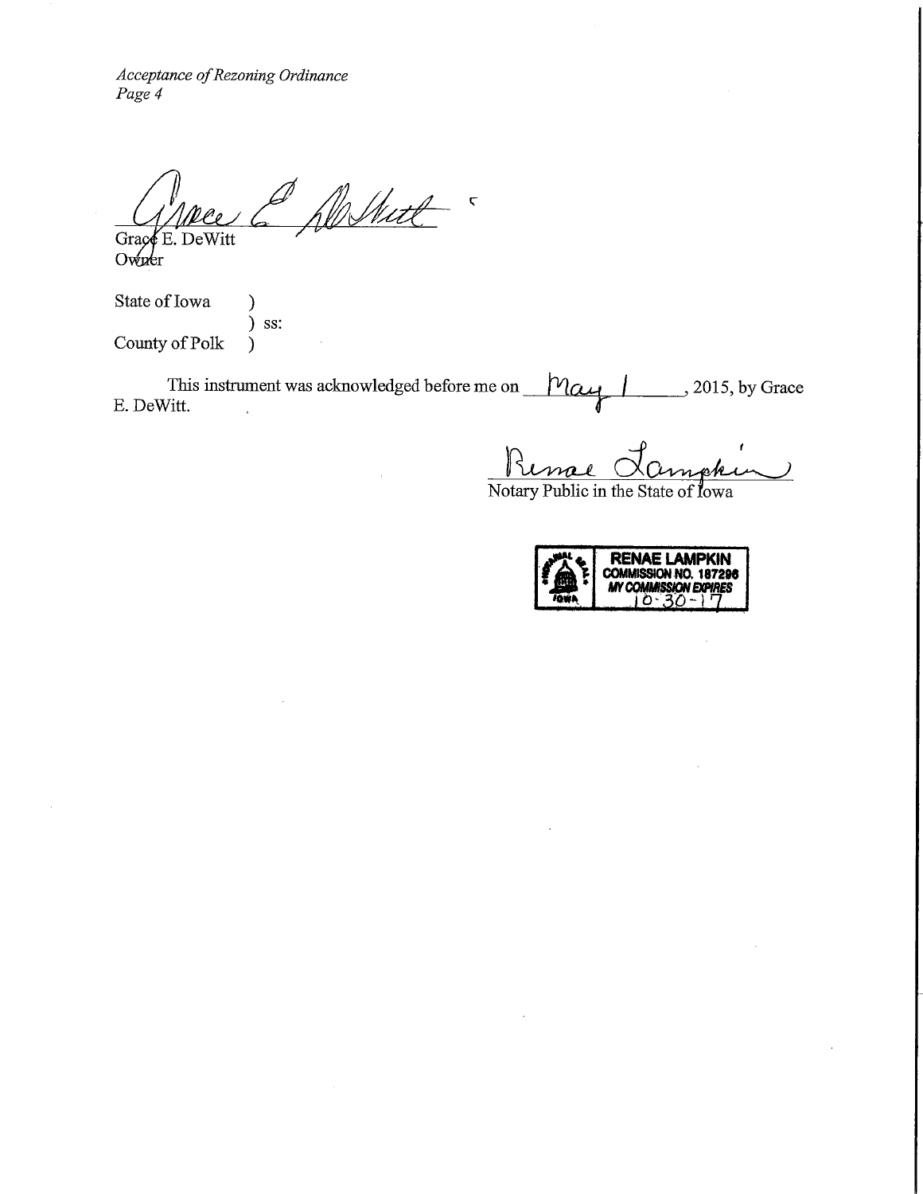*Acceptance of Rezoning Ordinance*
*Page 4*

Grace E. DeWitt

Grace E. DeWitt
Owner

State of Iowa )
) ss:
County of Polk )

This instrument was acknowledged before me on May 1, 2015, by Grace E. DeWitt.

Renae Lampkin

Notary Public in the State of Iowa

RENAE LAMPKIN
COMMISSION NO. 187296
MY COMMISSION EXPIRES
10-30-17